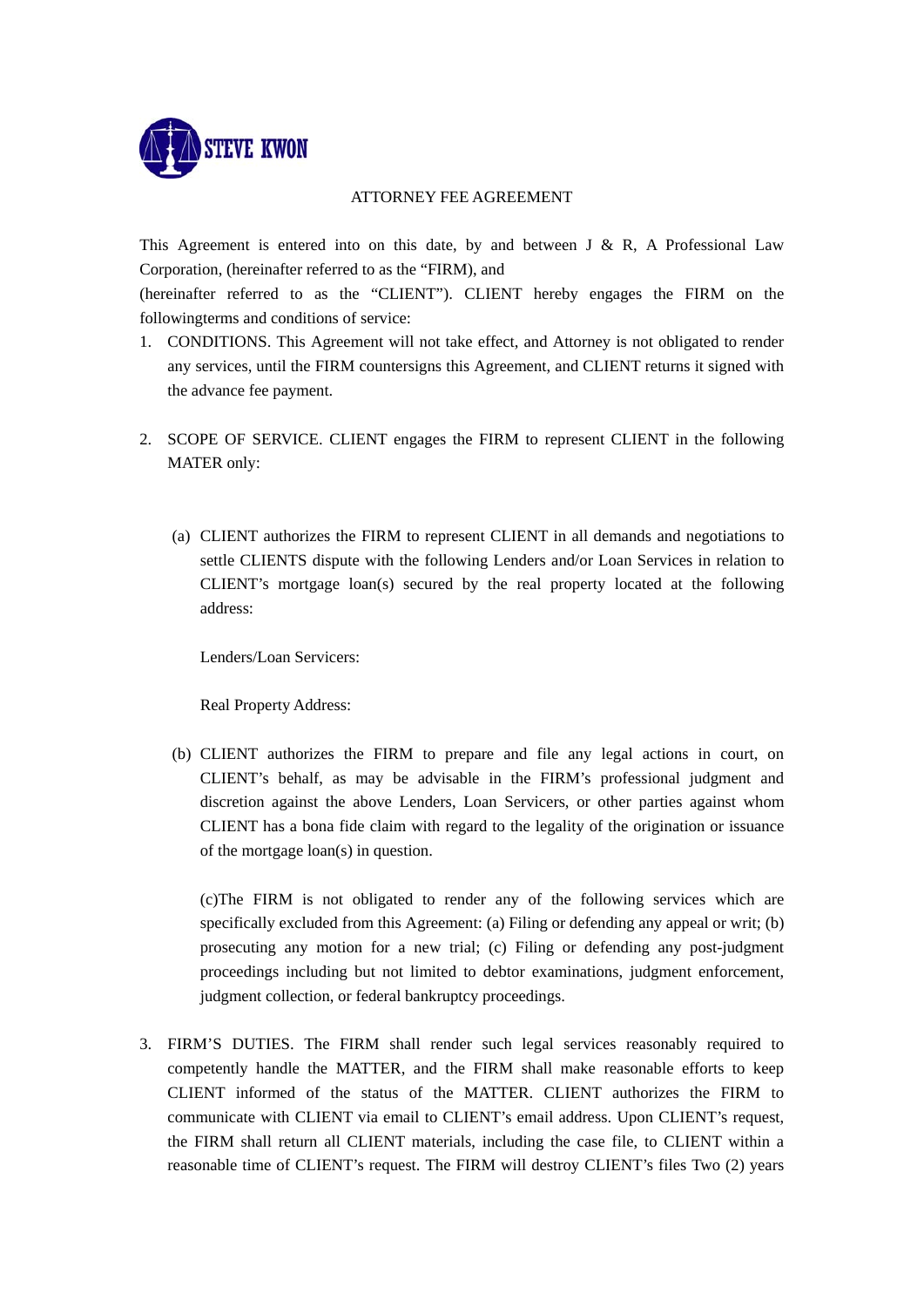STEVE KWON

# ATTORNEY FEE AGREEMENT

This Agreement is entered into on this date, by and between J & R, A Professional Law Corporation, (hereinafter referred to as the "FIRM), and

(hereinafter referred to as the "CLIENT"). CLIENT hereby engages the FIRM on the followingterms and conditions of service:

1. CONDITIONS. This Agreement will not take effect, and Attorney is not obligated to render any services, until the FIRM countersigns this Agreement, and CLIENT returns it signed with the advance fee payment.

2. SCOPE OF SERVICE. CLIENT engages the FIRM to represent CLIENT in the following MATER only:

   (a) CLIENT authorizes the FIRM to represent CLIENT in all demands and negotiations to settle CLIENTS dispute with the following Lenders and/or Loan Services in relation to CLIENT's mortgage loan(s) secured by the real property located at the following address:

   Lenders/Loan Servicers:

   Real Property Address:

   (b) CLIENT authorizes the FIRM to prepare and file any legal actions in court, on CLIENT's behalf, as may be advisable in the FIRM's professional judgment and discretion against the above Lenders, Loan Servicers, or other parties against whom CLIENT has a bona fide claim with regard to the legality of the origination or issuance of the mortgage loan(s) in question.

   (c)The FIRM is not obligated to render any of the following services which are specifically excluded from this Agreement: (a) Filing or defending any appeal or writ; (b) prosecuting any motion for a new trial; (c) Filing or defending any post-judgment proceedings including but not limited to debtor examinations, judgment enforcement, judgment collection, or federal bankruptcy proceedings.

3. FIRM'S DUTIES. The FIRM shall render such legal services reasonably required to competently handle the MATTER, and the FIRM shall make reasonable efforts to keep CLIENT informed of the status of the MATTER. CLIENT authorizes the FIRM to communicate with CLIENT via email to CLIENT's email address. Upon CLIENT's request, the FIRM shall return all CLIENT materials, including the case file, to CLIENT within a reasonable time of CLIENT's request. The FIRM will destroy CLIENT's files Two (2) years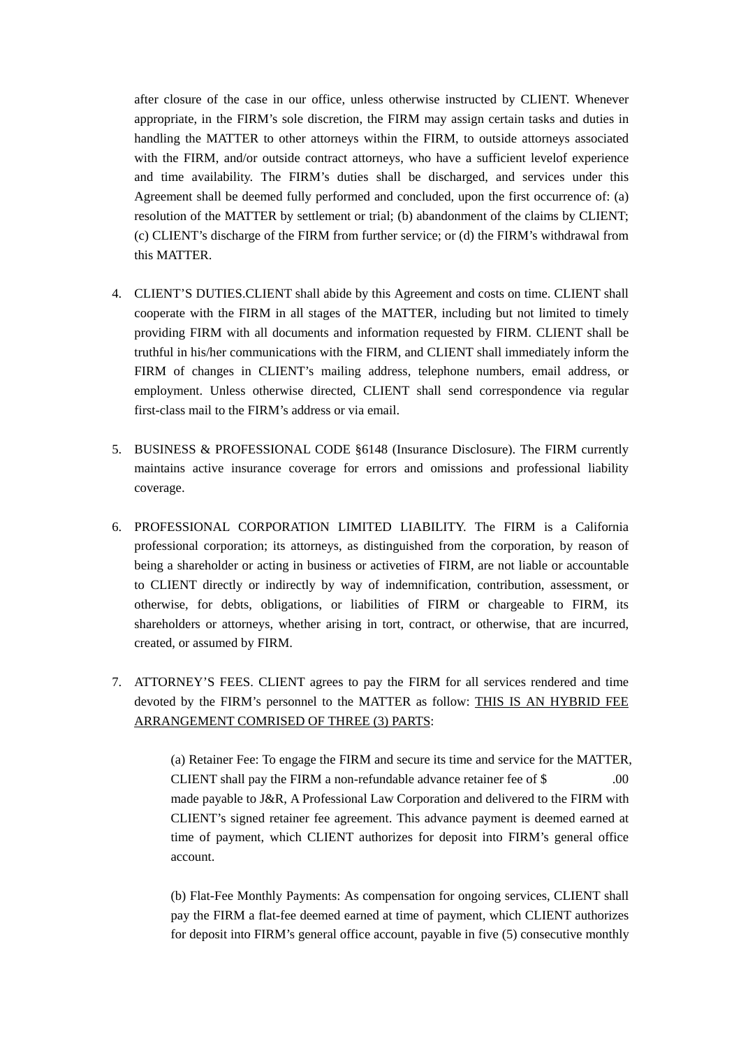after closure of the case in our office, unless otherwise instructed by CLIENT. Whenever appropriate, in the FIRM's sole discretion, the FIRM may assign certain tasks and duties in handling the MATTER to other attorneys within the FIRM, to outside attorneys associated with the FIRM, and/or outside contract attorneys, who have a sufficient levelof experience and time availability. The FIRM's duties shall be discharged, and services under this Agreement shall be deemed fully performed and concluded, upon the first occurrence of: (a) resolution of the MATTER by settlement or trial; (b) abandonment of the claims by CLIENT; (c) CLIENT's discharge of the FIRM from further service; or (d) the FIRM's withdrawal from this MATTER.

4. CLIENT'S DUTIES.CLIENT shall abide by this Agreement and costs on time. CLIENT shall cooperate with the FIRM in all stages of the MATTER, including but not limited to timely providing FIRM with all documents and information requested by FIRM. CLIENT shall be truthful in his/her communications with the FIRM, and CLIENT shall immediately inform the FIRM of changes in CLIENT's mailing address, telephone numbers, email address, or employment. Unless otherwise directed, CLIENT shall send correspondence via regular first-class mail to the FIRM's address or via email.

5. BUSINESS & PROFESSIONAL CODE §6148 (Insurance Disclosure). The FIRM currently maintains active insurance coverage for errors and omissions and professional liability coverage.

6. PROFESSIONAL CORPORATION LIMITED LIABILITY. The FIRM is a California professional corporation; its attorneys, as distinguished from the corporation, by reason of being a shareholder or acting in business or activeties of FIRM, are not liable or accountable to CLIENT directly or indirectly by way of indemnification, contribution, assessment, or otherwise, for debts, obligations, or liabilities of FIRM or chargeable to FIRM, its shareholders or attorneys, whether arising in tort, contract, or otherwise, that are incurred, created, or assumed by FIRM.

7. ATTORNEY'S FEES. CLIENT agrees to pay the FIRM for all services rendered and time devoted by the FIRM's personnel to the MATTER as follow: <u>THIS IS AN HYBRID FEE ARRANGEMENT COMRISED OF THREE (3) PARTS</u>:

   (a) Retainer Fee: To engage the FIRM and secure its time and service for the MATTER, CLIENT shall pay the FIRM a non-refundable advance retainer fee of $ .00 made payable to J&R, A Professional Law Corporation and delivered to the FIRM with CLIENT's signed retainer fee agreement. This advance payment is deemed earned at time of payment, which CLIENT authorizes for deposit into FIRM's general office account.

   (b) Flat-Fee Monthly Payments: As compensation for ongoing services, CLIENT shall pay the FIRM a flat-fee deemed earned at time of payment, which CLIENT authorizes for deposit into FIRM's general office account, payable in five (5) consecutive monthly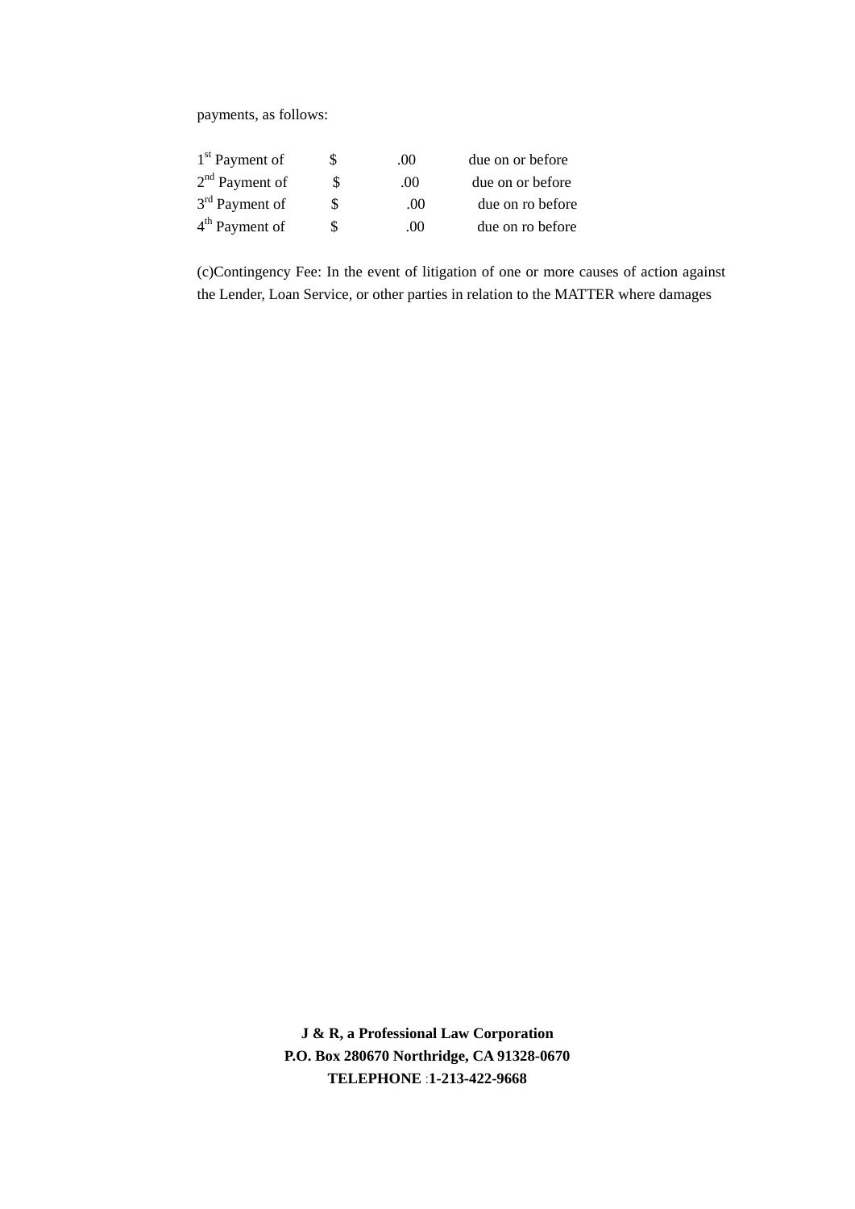payments, as follows:

| | | | |
|---|---|---|---|
| 1st Payment of | $ | .00 | due on or before |
| 2nd Payment of | $ | .00 | due on or before |
| 3rd Payment of | $ | .00 | due on ro before |
| 4th Payment of | $ | .00 | due on ro before |

(c)Contingency Fee: In the event of litigation of one or more causes of action against the Lender, Loan Service, or other parties in relation to the MATTER where damages